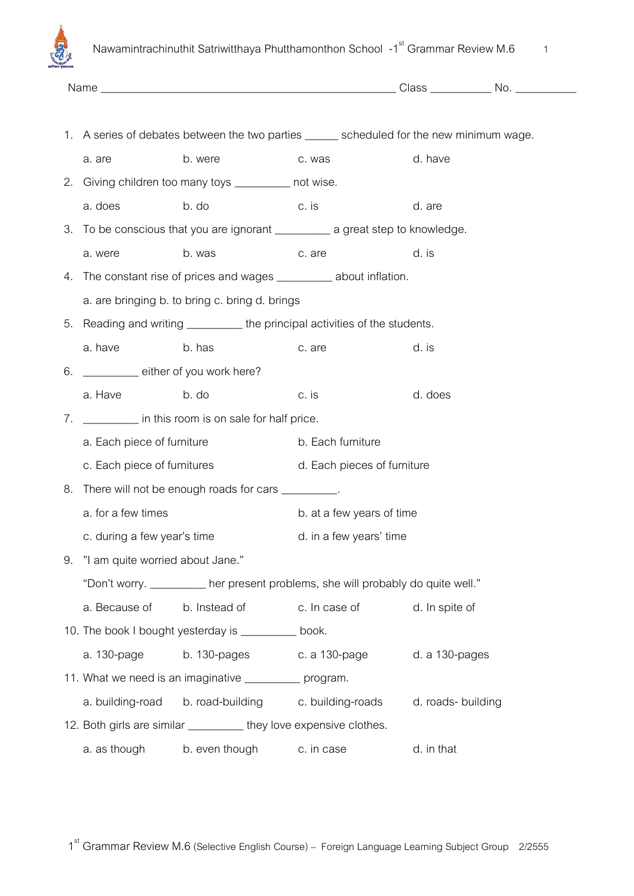Name ____________________________________________ Class __________ No. __________

1. A series of debates between the two parties ______ scheduled for the new minimum wage.

   a. are b. were c. was d. have

2. Giving children too many toys _________ not wise.

   a. does b. do c. is d. are

3. To be conscious that you are ignorant _________ a great step to knowledge.

   a. were b. was c. are d. is

4. The constant rise of prices and wages _________ about inflation.

   a. are bringing b. to bring c. bring d. brings

5. Reading and writing _________ the principal activities of the students.

   a. have b. has c. are d. is

6. _________ either of you work here?

   a. Have b. do c. is d. does

7. _________ in this room is on sale for half price.

   a. Each piece of furniture b. Each furniture

   c. Each piece of furnitures d. Each pieces of furniture

8. There will not be enough roads for cars _________.

   a. for a few times b. at a few years of time

   c. during a few year's time d. in a few years' time

9. "I am quite worried about Jane."

   "Don't worry. _________ her present problems, she will probably do quite well."

   a. Because of b. Instead of c. In case of d. In spite of

10. The book I bought yesterday is _________ book.

    a. 130-page b. 130-pages c. a 130-page d. a 130-pages

11. What we need is an imaginative _________ program.

    a. building-road b. road-building c. building-roads d. roads- building

12. Both girls are similar _________ they love expensive clothes.

    a. as though b. even though c. in case d. in that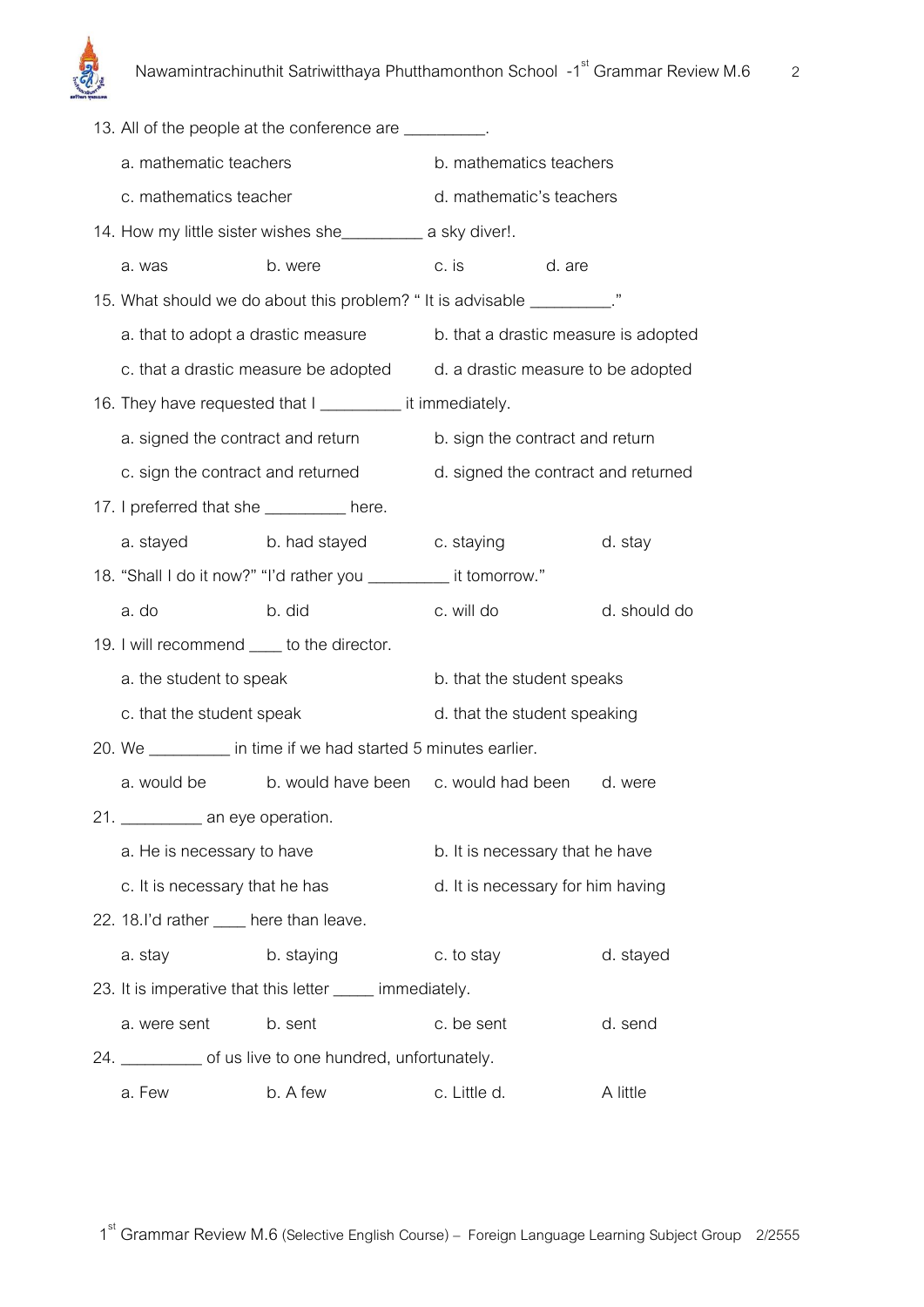13. All of the people at the conference are _________.

    a. mathematic teachers
    b. mathematics teachers
    c. mathematics teacher
    d. mathematic's teachers

14. How my little sister wishes she_________ a sky diver!.

    a. was
    b. were
    c. is
    d. are

15. What should we do about this problem? " It is advisable _________."

    a. that to adopt a drastic measure
    b. that a drastic measure is adopted
    c. that a drastic measure be adopted
    d. a drastic measure to be adopted

16. They have requested that I _________ it immediately.

    a. signed the contract and return
    b. sign the contract and return
    c. sign the contract and returned
    d. signed the contract and returned

17. I preferred that she _________ here.

    a. stayed
    b. had stayed
    c. staying
    d. stay

18. "Shall I do it now?" "I'd rather you _________ it tomorrow."

    a. do
    b. did
    c. will do
    d. should do

19. I will recommend ____ to the director.

    a. the student to speak
    b. that the student speaks
    c. that the student speak
    d. that the student speaking

20. We _________ in time if we had started 5 minutes earlier.

    a. would be
    b. would have been
    c. would had been
    d. were

21. _________ an eye operation.

    a. He is necessary to have
    b. It is necessary that he have
    c. It is necessary that he has
    d. It is necessary for him having

22. 18.I'd rather ____ here than leave.

    a. stay
    b. staying
    c. to stay
    d. stayed

23. It is imperative that this letter _____ immediately.

    a. were sent
    b. sent
    c. be sent
    d. send

24. _________ of us live to one hundred, unfortunately.

    a. Few
    b. A few
    c. Little d.
    A little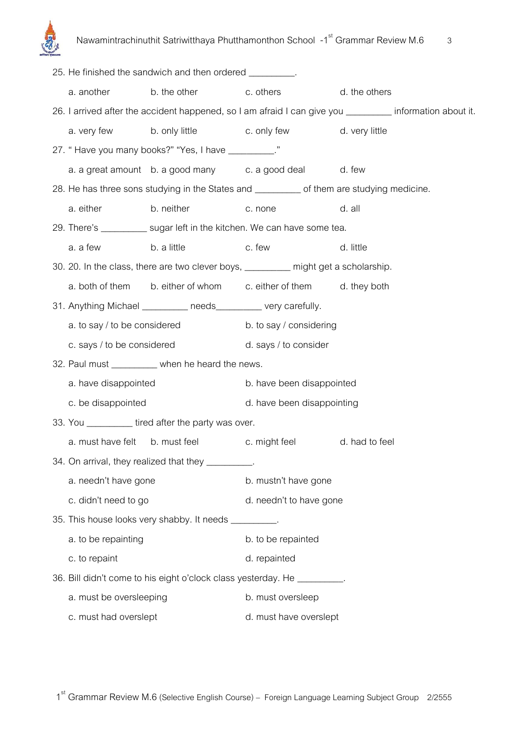25. He finished the sandwich and then ordered _________.

a. another b. the other c. others d. the others

26. I arrived after the accident happened, so I am afraid I can give you _________ information about it.

a. very few b. only little c. only few d. very little

27. " Have you many books?" "Yes, I have _________."

a. a great amount b. a good many c. a good deal d. few

28. He has three sons studying in the States and _________ of them are studying medicine.

a. either b. neither c. none d. all

29. There's _________ sugar left in the kitchen. We can have some tea.

a. a few b. a little c. few d. little

30. 20. In the class, there are two clever boys, _________ might get a scholarship.

a. both of them b. either of whom c. either of them d. they both

31. Anything Michael _________ needs_________ very carefully.

a. to say / to be considered

b. to say / considering

c. says / to be considered

d. says / to consider

32. Paul must _________ when he heard the news.

a. have disappointed

b. have been disappointed

c. be disappointed

d. have been disappointing

33. You _________ tired after the party was over.

a. must have felt b. must feel c. might feel d. had to feel

34. On arrival, they realized that they _________.

a. needn't have gone

b. mustn't have gone

c. didn't need to go

d. needn't to have gone

35. This house looks very shabby. It needs _________.

a. to be repainting

b. to be repainted

c. to repaint

d. repainted

36. Bill didn't come to his eight o'clock class yesterday. He _________.

a. must be oversleeping

b. must oversleep

c. must had overslept

d. must have overslept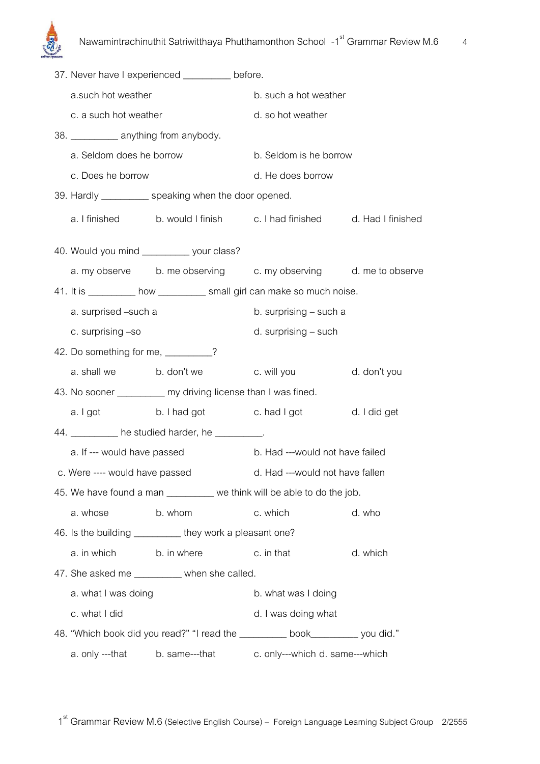37. Never have I experienced _________ before.

a.such hot weather    b. such a hot weather

c. a such hot weather    d. so hot weather

38. _________ anything from anybody.

a. Seldom does he borrow    b. Seldom is he borrow

c. Does he borrow    d. He does borrow

39. Hardly _________ speaking when the door opened.

a. I finished    b. would I finish    c. I had finished    d. Had I finished

40. Would you mind _________ your class?

a. my observe    b. me observing    c. my observing    d. me to observe

41. It is _________ how _________ small girl can make so much noise.

a. surprised –such a    b. surprising – such a

c. surprising –so    d. surprising – such

42. Do something for me, _________?

a. shall we    b. don't we    c. will you    d. don't you

43. No sooner _________ my driving license than I was fined.

a. I got    b. I had got    c. had I got    d. I did get

44. _________ he studied harder, he _________.

a. If --- would have passed    b. Had ---would not have failed

c. Were ---- would have passed    d. Had ---would not have fallen

45. We have found a man _________ we think will be able to do the job.

a. whose    b. whom    c. which    d. who

46. Is the building _________ they work a pleasant one?

a. in which    b. in where    c. in that    d. which

47. She asked me _________ when she called.

a. what I was doing    b. what was I doing

c. what I did    d. I was doing what

48. "Which book did you read?" "I read the _________ book_________ you did."

a. only ---that    b. same---that    c. only---which    d. same---which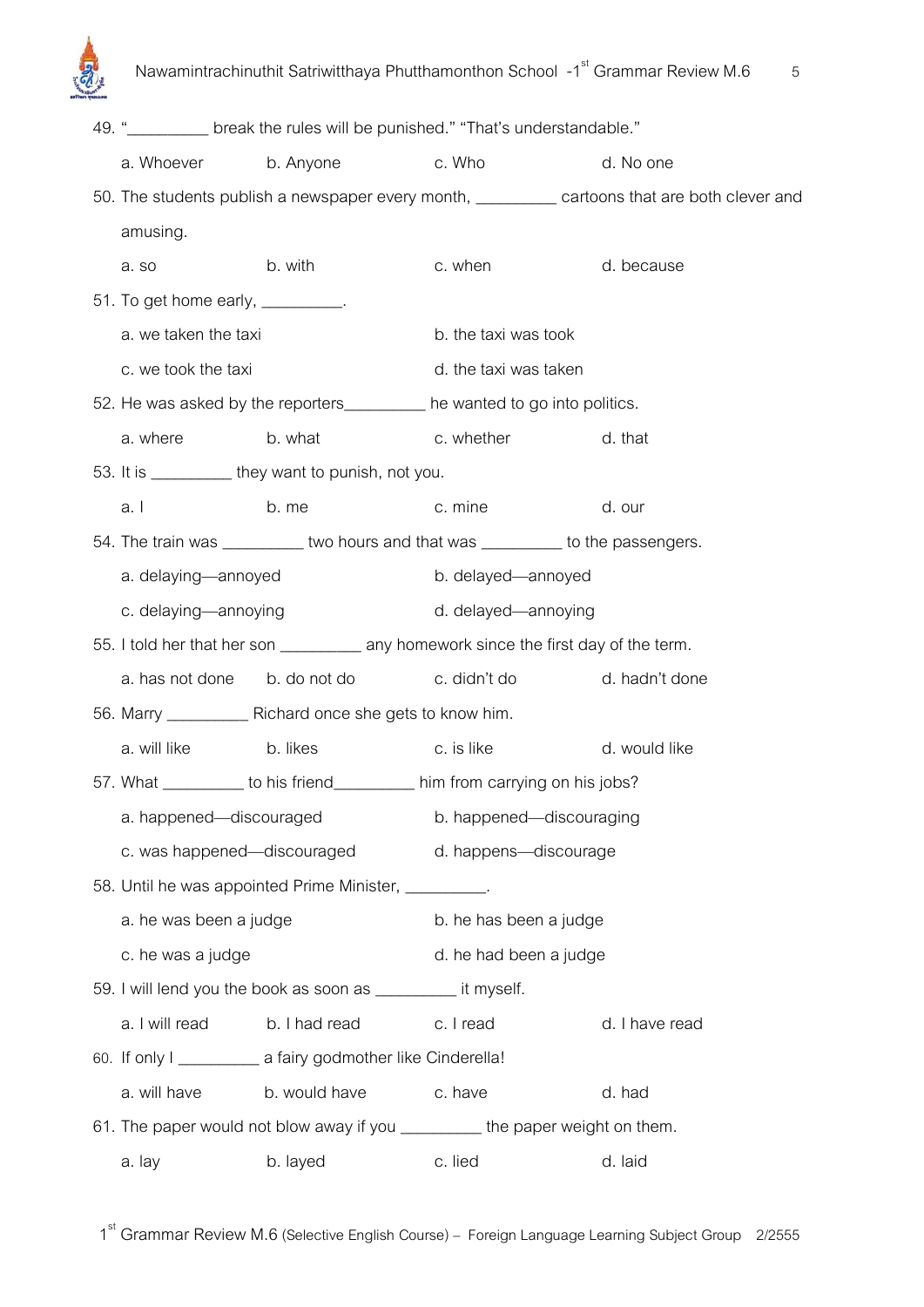49. "_________ break the rules will be punished." "That's understandable."

a. Whoever b. Anyone c. Who d. No one

50. The students publish a newspaper every month, _________ cartoons that are both clever and amusing.

a. so b. with c. when d. because

51. To get home early, _________.

a. we taken the taxi
b. the taxi was took
c. we took the taxi
d. the taxi was taken

52. He was asked by the reporters_________ he wanted to go into politics.

a. where b. what c. whether d. that

53. It is _________ they want to punish, not you.

a. I b. me c. mine d. our

54. The train was _________ two hours and that was _________ to the passengers.

a. delaying—annoyed
b. delayed—annoyed
c. delaying—annoying
d. delayed—annoying

55. I told her that her son _________ any homework since the first day of the term.

a. has not done b. do not do c. didn't do d. hadn't done

56. Marry _________ Richard once she gets to know him.

a. will like b. likes c. is like d. would like

57. What _________ to his friend_________ him from carrying on his jobs?

a. happened—discouraged
b. happened—discouraging
c. was happened—discouraged
d. happens—discourage

58. Until he was appointed Prime Minister, _________.

a. he was been a judge
b. he has been a judge
c. he was a judge
d. he had been a judge

59. I will lend you the book as soon as _________ it myself.

a. I will read b. I had read c. I read d. I have read

60. If only I _________ a fairy godmother like Cinderella!

a. will have b. would have c. have d. had

61. The paper would not blow away if you _________ the paper weight on them.

a. lay b. layed c. lied d. laid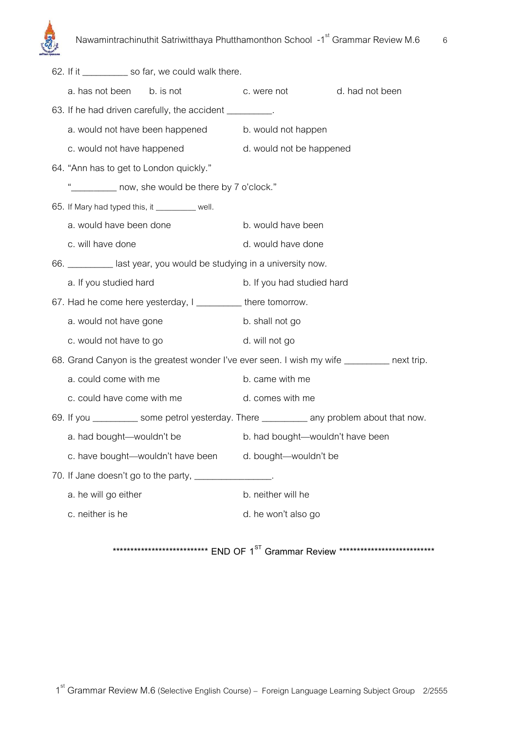62. If it _________ so far, we could walk there.

a. has not been b. is not c. were not d. had not been

63. If he had driven carefully, the accident _________.

a. would not have been happened b. would not happen

c. would not have happened d. would not be happened

64. “Ann has to get to London quickly.”

“_________ now, she would be there by 7 o’clock.”

65. If Mary had typed this, it _________ well.

a. would have been done b. would have been

c. will have done d. would have done

66. _________ last year, you would be studying in a university now.

a. If you studied hard b. If you had studied hard

67. Had he come here yesterday, I _________ there tomorrow.

a. would not have gone b. shall not go

c. would not have to go d. will not go

68. Grand Canyon is the greatest wonder I’ve ever seen. I wish my wife _________ next trip.

a. could come with me b. came with me

c. could have come with me d. comes with me

69. If you _________ some petrol yesterday. There _________ any problem about that now.

a. had bought—wouldn’t be b. had bought—wouldn’t have been

c. have bought—wouldn’t have been d. bought—wouldn’t be

70. If Jane doesn’t go to the party, _______________.

a. he will go either b. neither will he

c. neither is he d. he won’t also go

*************************** END OF 1ST Grammar Review ***************************